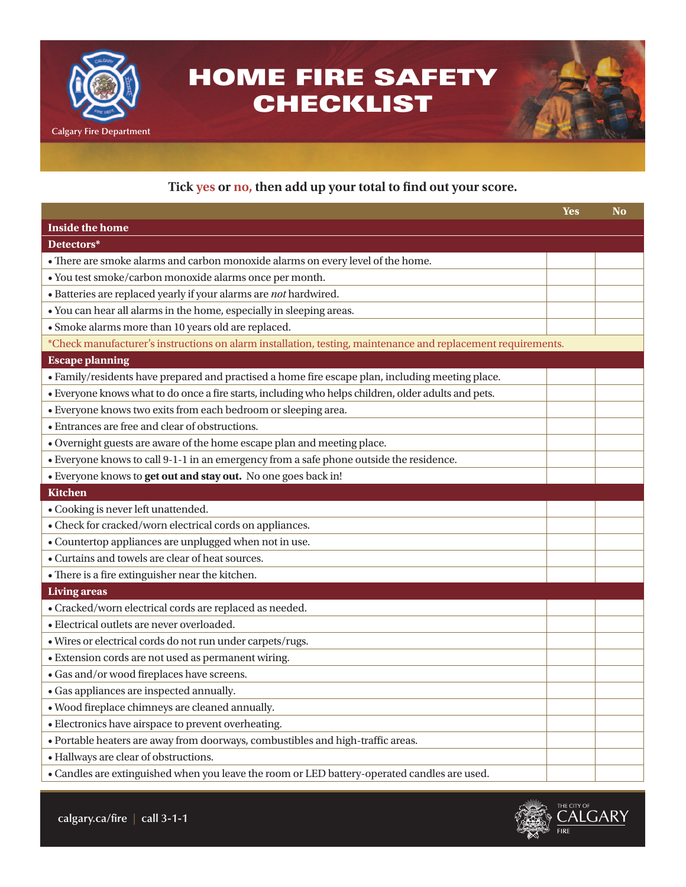Calgary Fire Department

# HOME FIRE SAFETY CHECKLIST

**Tick yes or no, then add up your total to find out your score.**

| | Yes | No |
|---|---|---|
| **Inside the home** | | |
| **Detectors*** | | |
| • There are smoke alarms and carbon monoxide alarms on every level of the home. | | |
| • You test smoke/carbon monoxide alarms once per month. | | |
| • Batteries are replaced yearly if your alarms are *not* hardwired. | | |
| • You can hear all alarms in the home, especially in sleeping areas. | | |
| • Smoke alarms more than 10 years old are replaced. | | |
| *Check manufacturer's instructions on alarm installation, testing, maintenance and replacement requirements. | | |
| **Escape planning** | | |
| • Family/residents have prepared and practised a home fire escape plan, including meeting place. | | |
| • Everyone knows what to do once a fire starts, including who helps children, older adults and pets. | | |
| • Everyone knows two exits from each bedroom or sleeping area. | | |
| • Entrances are free and clear of obstructions. | | |
| • Overnight guests are aware of the home escape plan and meeting place. | | |
| • Everyone knows to call 9-1-1 in an emergency from a safe phone outside the residence. | | |
| • Everyone knows to **get out and stay out.** No one goes back in! | | |
| **Kitchen** | | |
| • Cooking is never left unattended. | | |
| • Check for cracked/worn electrical cords on appliances. | | |
| • Countertop appliances are unplugged when not in use. | | |
| • Curtains and towels are clear of heat sources. | | |
| • There is a fire extinguisher near the kitchen. | | |
| **Living areas** | | |
| • Cracked/worn electrical cords are replaced as needed. | | |
| • Electrical outlets are never overloaded. | | |
| • Wires or electrical cords do not run under carpets/rugs. | | |
| • Extension cords are not used as permanent wiring. | | |
| • Gas and/or wood fireplaces have screens. | | |
| • Gas appliances are inspected annually. | | |
| • Wood fireplace chimneys are cleaned annually. | | |
| • Electronics have airspace to prevent overheating. | | |
| • Portable heaters are away from doorways, combustibles and high-traffic areas. | | |
| • Hallways are clear of obstructions. | | |
| • Candles are extinguished when you leave the room or LED battery-operated candles are used. | | |

calgary.ca/fire | call 3-1-1

THE CITY OF CALGARY FIRE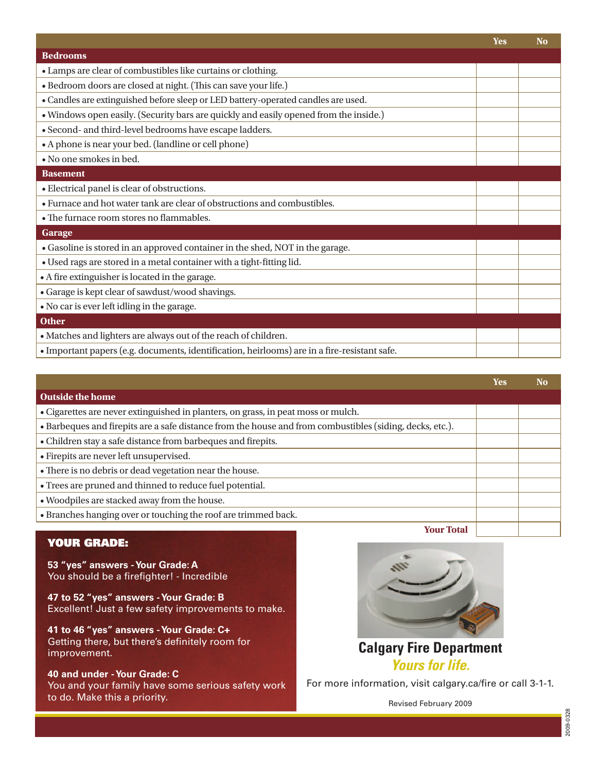| | Yes | No |
|---|---|---|
| **Bedrooms** | | |
| • Lamps are clear of combustibles like curtains or clothing. | | |
| • Bedroom doors are closed at night. (This can save your life.) | | |
| • Candles are extinguished before sleep or LED battery-operated candles are used. | | |
| • Windows open easily. (Security bars are quickly and easily opened from the inside.) | | |
| • Second- and third-level bedrooms have escape ladders. | | |
| • A phone is near your bed. (landline or cell phone) | | |
| • No one smokes in bed. | | |
| **Basement** | | |
| • Electrical panel is clear of obstructions. | | |
| • Furnace and hot water tank are clear of obstructions and combustibles. | | |
| • The furnace room stores no flammables. | | |
| **Garage** | | |
| • Gasoline is stored in an approved container in the shed, NOT in the garage. | | |
| • Used rags are stored in a metal container with a tight-fitting lid. | | |
| • A fire extinguisher is located in the garage. | | |
| • Garage is kept clear of sawdust/wood shavings. | | |
| • No car is ever left idling in the garage. | | |
| **Other** | | |
| • Matches and lighters are always out of the reach of children. | | |
| • Important papers (e.g. documents, identification, heirlooms) are in a fire-resistant safe. | | |

| | Yes | No |
|---|---|---|
| **Outside the home** | | |
| • Cigarettes are never extinguished in planters, on grass, in peat moss or mulch. | | |
| • Barbeques and firepits are a safe distance from the house and from combustibles (siding, decks, etc.). | | |
| • Children stay a safe distance from barbeques and firepits. | | |
| • Firepits are never left unsupervised. | | |
| • There is no debris or dead vegetation near the house. | | |
| • Trees are pruned and thinned to reduce fuel potential. | | |
| • Woodpiles are stacked away from the house. | | |
| • Branches hanging over or touching the roof are trimmed back. | | |
| **Your Total** | | |

## YOUR GRADE:

**53 "yes" answers - Your Grade: A**
You should be a firefighter! - Incredible

**47 to 52 "yes" answers - Your Grade: B**
Excellent! Just a few safety improvements to make.

**41 to 46 "yes" answers - Your Grade: C+**
Getting there, but there's definitely room for improvement.

**40 and under - Your Grade: C**
You and your family have some serious safety work to do. Make this a priority.

**Calgary Fire Department**
*Yours for life.*

For more information, visit calgary.ca/fire or call 3-1-1.

Revised February 2009

2009-0328